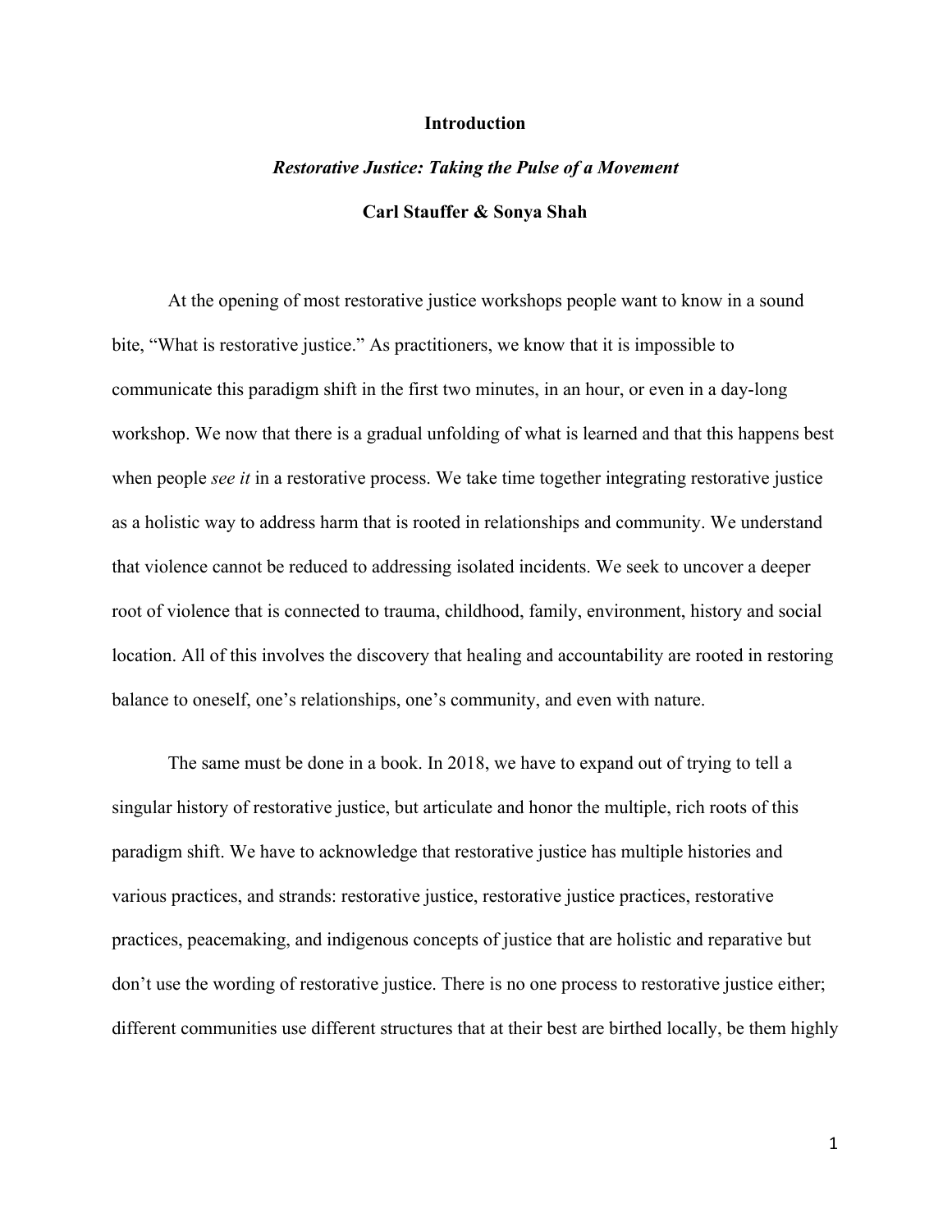# Introduction

## *Restorative Justice: Taking the Pulse of a Movement*

**Carl Stauffer & Sonya Shah**

At the opening of most restorative justice workshops people want to know in a sound bite, "What is restorative justice." As practitioners, we know that it is impossible to communicate this paradigm shift in the first two minutes, in an hour, or even in a day-long workshop. We now that there is a gradual unfolding of what is learned and that this happens best when people *see it* in a restorative process. We take time together integrating restorative justice as a holistic way to address harm that is rooted in relationships and community. We understand that violence cannot be reduced to addressing isolated incidents. We seek to uncover a deeper root of violence that is connected to trauma, childhood, family, environment, history and social location. All of this involves the discovery that healing and accountability are rooted in restoring balance to oneself, one's relationships, one's community, and even with nature.

The same must be done in a book. In 2018, we have to expand out of trying to tell a singular history of restorative justice, but articulate and honor the multiple, rich roots of this paradigm shift. We have to acknowledge that restorative justice has multiple histories and various practices, and strands: restorative justice, restorative justice practices, restorative practices, peacemaking, and indigenous concepts of justice that are holistic and reparative but don't use the wording of restorative justice. There is no one process to restorative justice either; different communities use different structures that at their best are birthed locally, be them highly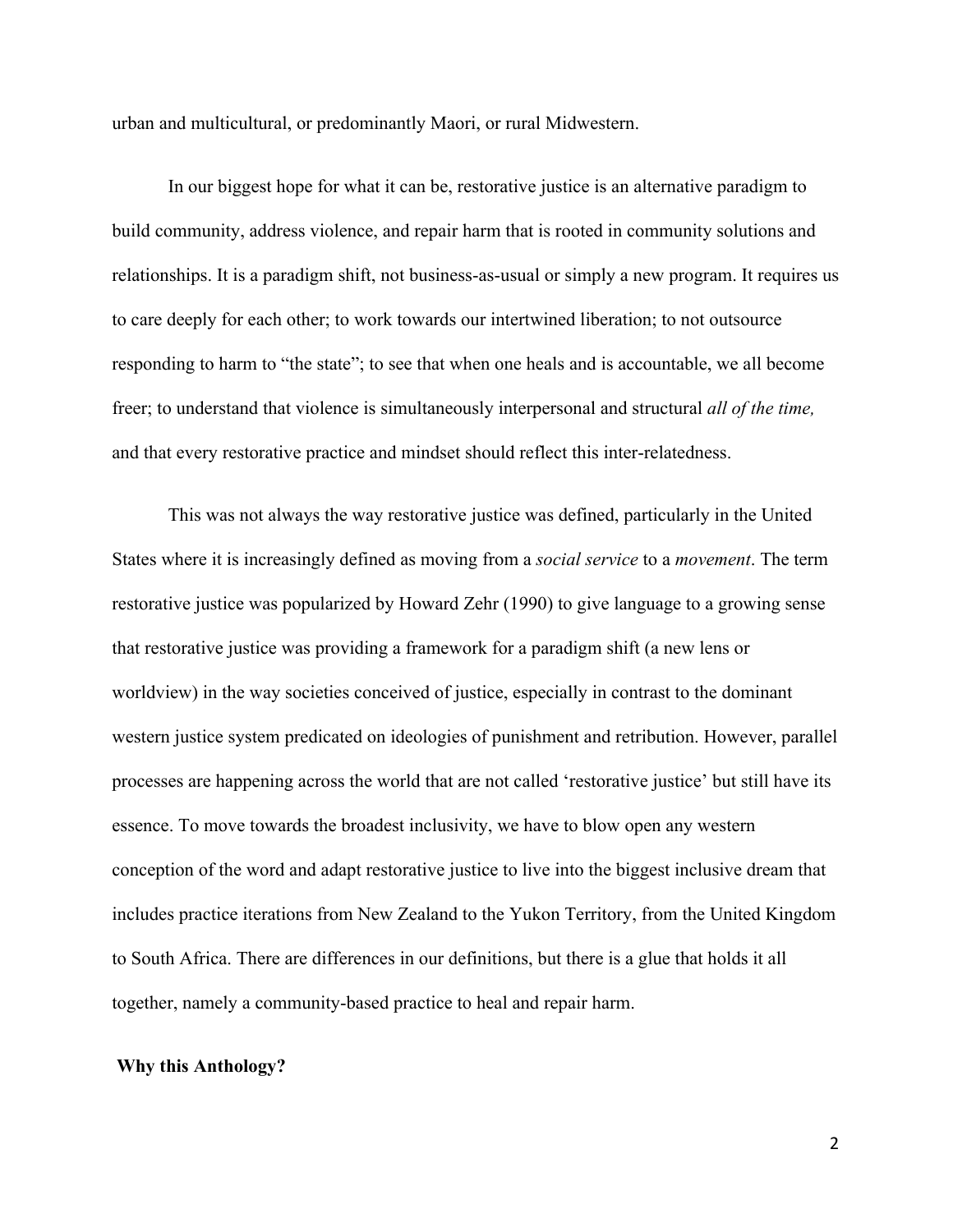urban and multicultural, or predominantly Maori, or rural Midwestern.

In our biggest hope for what it can be, restorative justice is an alternative paradigm to build community, address violence, and repair harm that is rooted in community solutions and relationships. It is a paradigm shift, not business-as-usual or simply a new program. It requires us to care deeply for each other; to work towards our intertwined liberation; to not outsource responding to harm to "the state"; to see that when one heals and is accountable, we all become freer; to understand that violence is simultaneously interpersonal and structural *all of the time,* and that every restorative practice and mindset should reflect this inter-relatedness.

This was not always the way restorative justice was defined, particularly in the United States where it is increasingly defined as moving from a *social service* to a *movement*. The term restorative justice was popularized by Howard Zehr (1990) to give language to a growing sense that restorative justice was providing a framework for a paradigm shift (a new lens or worldview) in the way societies conceived of justice, especially in contrast to the dominant western justice system predicated on ideologies of punishment and retribution. However, parallel processes are happening across the world that are not called 'restorative justice' but still have its essence. To move towards the broadest inclusivity, we have to blow open any western conception of the word and adapt restorative justice to live into the biggest inclusive dream that includes practice iterations from New Zealand to the Yukon Territory, from the United Kingdom to South Africa. There are differences in our definitions, but there is a glue that holds it all together, namely a community-based practice to heal and repair harm.

## Why this Anthology?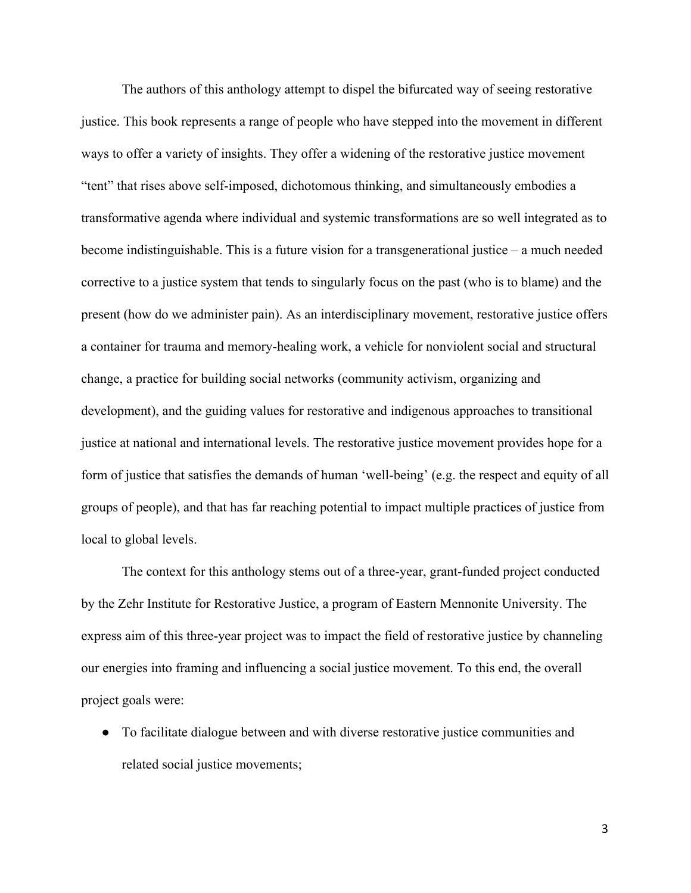The authors of this anthology attempt to dispel the bifurcated way of seeing restorative justice. This book represents a range of people who have stepped into the movement in different ways to offer a variety of insights. They offer a widening of the restorative justice movement "tent" that rises above self-imposed, dichotomous thinking, and simultaneously embodies a transformative agenda where individual and systemic transformations are so well integrated as to become indistinguishable. This is a future vision for a transgenerational justice – a much needed corrective to a justice system that tends to singularly focus on the past (who is to blame) and the present (how do we administer pain). As an interdisciplinary movement, restorative justice offers a container for trauma and memory-healing work, a vehicle for nonviolent social and structural change, a practice for building social networks (community activism, organizing and development), and the guiding values for restorative and indigenous approaches to transitional justice at national and international levels. The restorative justice movement provides hope for a form of justice that satisfies the demands of human 'well-being' (e.g. the respect and equity of all groups of people), and that has far reaching potential to impact multiple practices of justice from local to global levels.

The context for this anthology stems out of a three-year, grant-funded project conducted by the Zehr Institute for Restorative Justice, a program of Eastern Mennonite University. The express aim of this three-year project was to impact the field of restorative justice by channeling our energies into framing and influencing a social justice movement. To this end, the overall project goals were:

- To facilitate dialogue between and with diverse restorative justice communities and related social justice movements;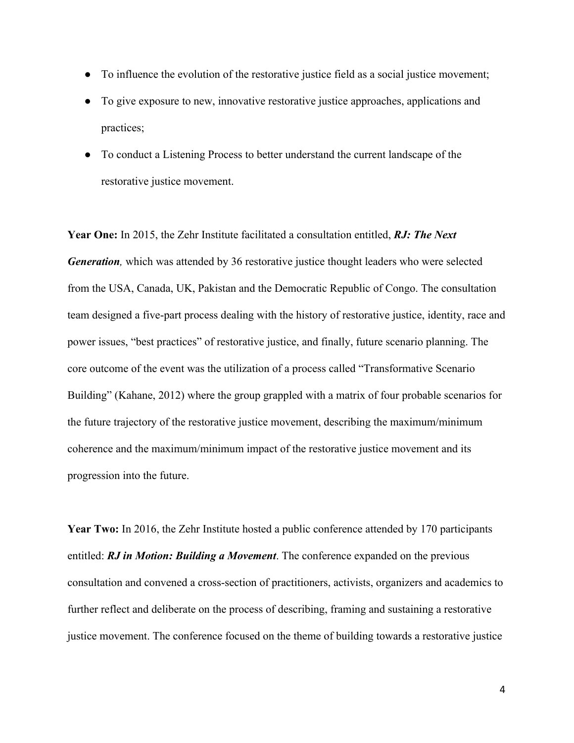- To influence the evolution of the restorative justice field as a social justice movement;
- To give exposure to new, innovative restorative justice approaches, applications and practices;
- To conduct a Listening Process to better understand the current landscape of the restorative justice movement.

**Year One:** In 2015, the Zehr Institute facilitated a consultation entitled, ***RJ: The Next Generation,*** which was attended by 36 restorative justice thought leaders who were selected from the USA, Canada, UK, Pakistan and the Democratic Republic of Congo. The consultation team designed a five-part process dealing with the history of restorative justice, identity, race and power issues, "best practices" of restorative justice, and finally, future scenario planning. The core outcome of the event was the utilization of a process called "Transformative Scenario Building" (Kahane, 2012) where the group grappled with a matrix of four probable scenarios for the future trajectory of the restorative justice movement, describing the maximum/minimum coherence and the maximum/minimum impact of the restorative justice movement and its progression into the future.

**Year Two:** In 2016, the Zehr Institute hosted a public conference attended by 170 participants entitled: ***RJ in Motion: Building a Movement***. The conference expanded on the previous consultation and convened a cross-section of practitioners, activists, organizers and academics to further reflect and deliberate on the process of describing, framing and sustaining a restorative justice movement. The conference focused on the theme of building towards a restorative justice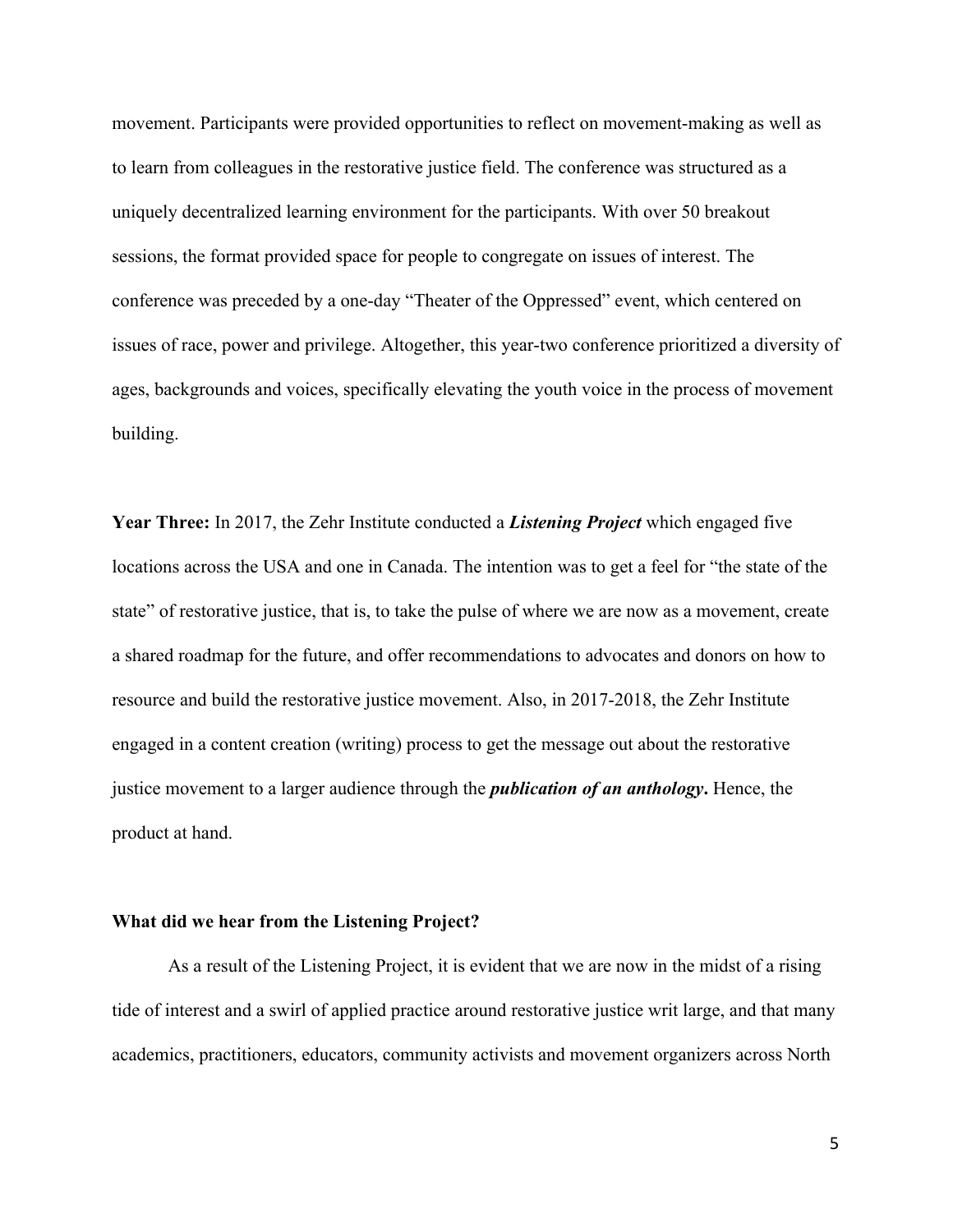movement. Participants were provided opportunities to reflect on movement-making as well as to learn from colleagues in the restorative justice field. The conference was structured as a uniquely decentralized learning environment for the participants. With over 50 breakout sessions, the format provided space for people to congregate on issues of interest. The conference was preceded by a one-day "Theater of the Oppressed" event, which centered on issues of race, power and privilege. Altogether, this year-two conference prioritized a diversity of ages, backgrounds and voices, specifically elevating the youth voice in the process of movement building.

**Year Three:** In 2017, the Zehr Institute conducted a ***Listening Project*** which engaged five locations across the USA and one in Canada. The intention was to get a feel for "the state of the state" of restorative justice, that is, to take the pulse of where we are now as a movement, create a shared roadmap for the future, and offer recommendations to advocates and donors on how to resource and build the restorative justice movement. Also, in 2017-2018, the Zehr Institute engaged in a content creation (writing) process to get the message out about the restorative justice movement to a larger audience through the ***publication of an anthology*****.** Hence, the product at hand.

**What did we hear from the Listening Project?**

As a result of the Listening Project, it is evident that we are now in the midst of a rising tide of interest and a swirl of applied practice around restorative justice writ large, and that many academics, practitioners, educators, community activists and movement organizers across North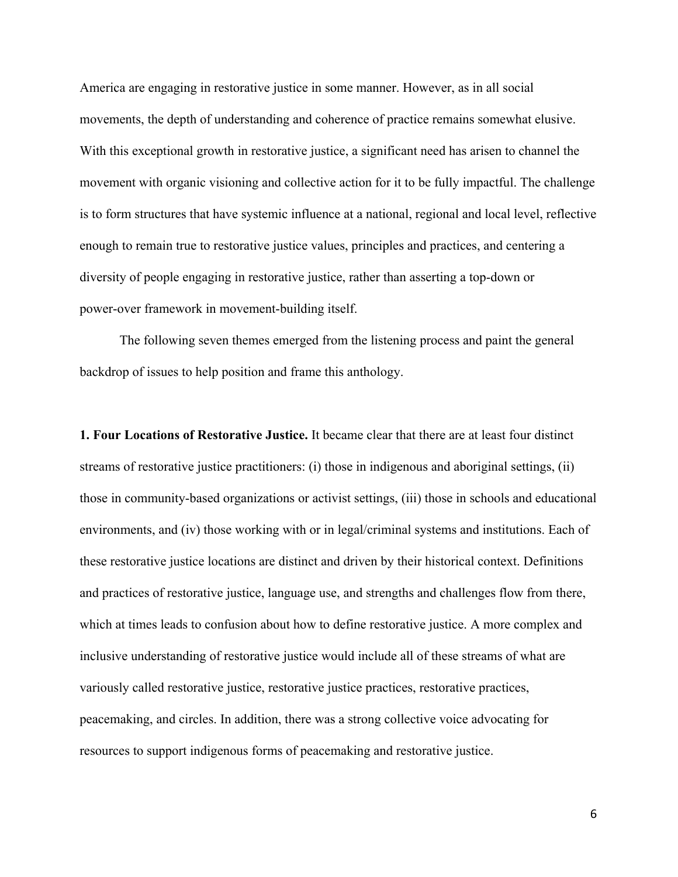America are engaging in restorative justice in some manner. However, as in all social movements, the depth of understanding and coherence of practice remains somewhat elusive. With this exceptional growth in restorative justice, a significant need has arisen to channel the movement with organic visioning and collective action for it to be fully impactful. The challenge is to form structures that have systemic influence at a national, regional and local level, reflective enough to remain true to restorative justice values, principles and practices, and centering a diversity of people engaging in restorative justice, rather than asserting a top-down or power-over framework in movement-building itself.

The following seven themes emerged from the listening process and paint the general backdrop of issues to help position and frame this anthology.

**1. Four Locations of Restorative Justice.** It became clear that there are at least four distinct streams of restorative justice practitioners: (i) those in indigenous and aboriginal settings, (ii) those in community-based organizations or activist settings, (iii) those in schools and educational environments, and (iv) those working with or in legal/criminal systems and institutions. Each of these restorative justice locations are distinct and driven by their historical context. Definitions and practices of restorative justice, language use, and strengths and challenges flow from there, which at times leads to confusion about how to define restorative justice. A more complex and inclusive understanding of restorative justice would include all of these streams of what are variously called restorative justice, restorative justice practices, restorative practices, peacemaking, and circles. In addition, there was a strong collective voice advocating for resources to support indigenous forms of peacemaking and restorative justice.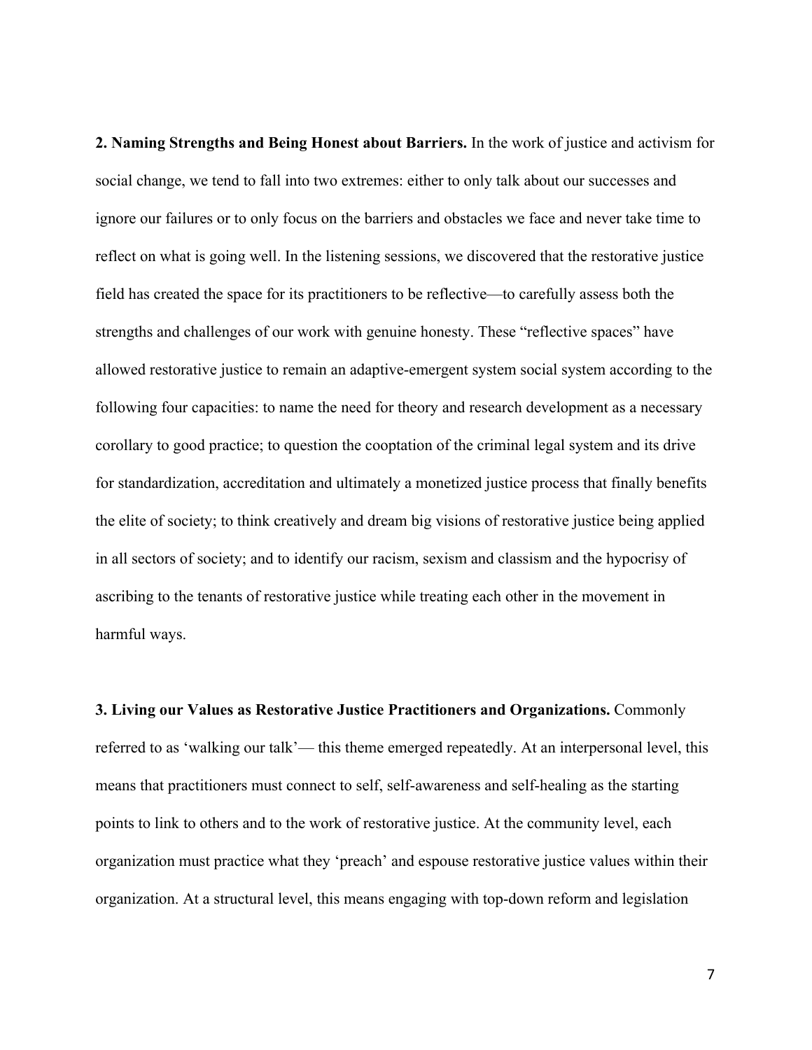**2. Naming Strengths and Being Honest about Barriers.** In the work of justice and activism for social change, we tend to fall into two extremes: either to only talk about our successes and ignore our failures or to only focus on the barriers and obstacles we face and never take time to reflect on what is going well. In the listening sessions, we discovered that the restorative justice field has created the space for its practitioners to be reflective—to carefully assess both the strengths and challenges of our work with genuine honesty. These "reflective spaces" have allowed restorative justice to remain an adaptive-emergent system social system according to the following four capacities: to name the need for theory and research development as a necessary corollary to good practice; to question the cooptation of the criminal legal system and its drive for standardization, accreditation and ultimately a monetized justice process that finally benefits the elite of society; to think creatively and dream big visions of restorative justice being applied in all sectors of society; and to identify our racism, sexism and classism and the hypocrisy of ascribing to the tenants of restorative justice while treating each other in the movement in harmful ways.

**3. Living our Values as Restorative Justice Practitioners and Organizations.** Commonly referred to as 'walking our talk'— this theme emerged repeatedly. At an interpersonal level, this means that practitioners must connect to self, self-awareness and self-healing as the starting points to link to others and to the work of restorative justice. At the community level, each organization must practice what they 'preach' and espouse restorative justice values within their organization. At a structural level, this means engaging with top-down reform and legislation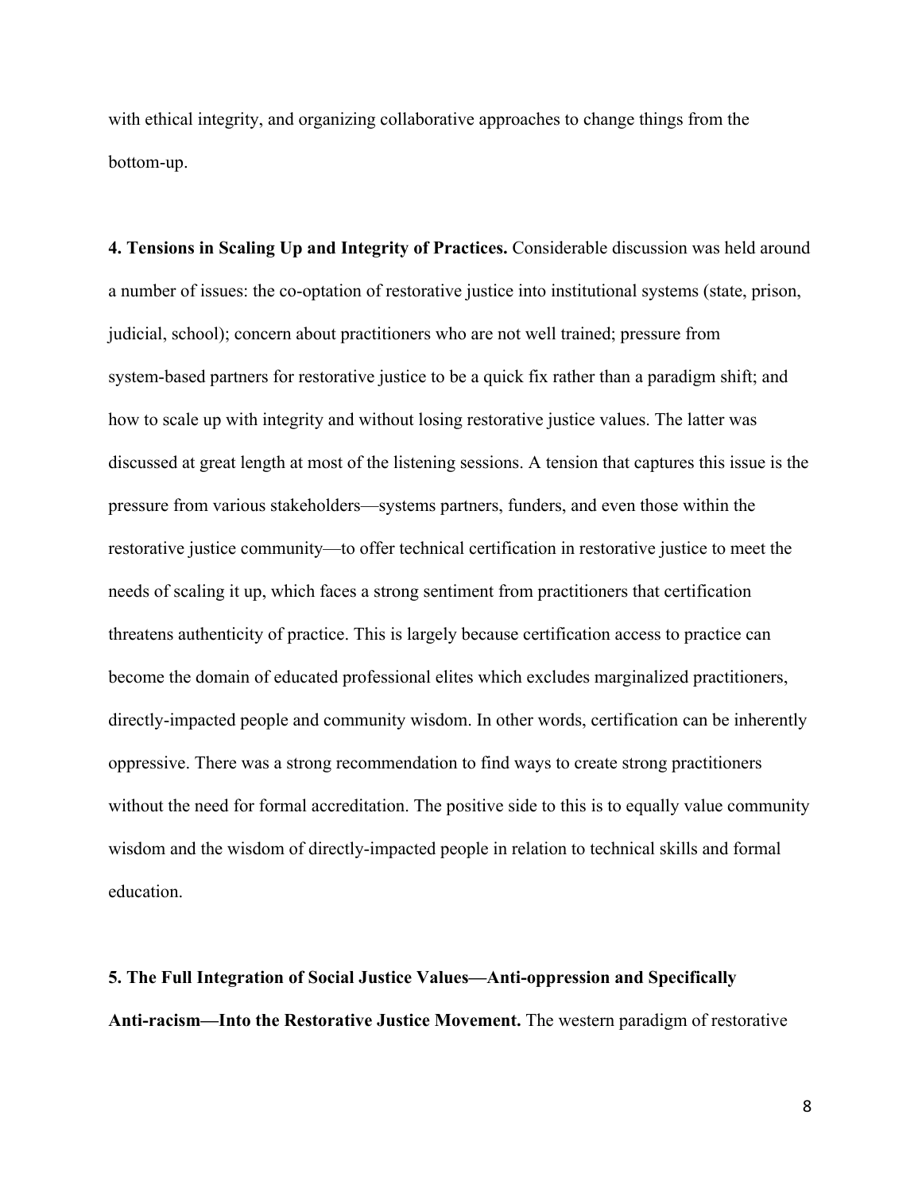with ethical integrity, and organizing collaborative approaches to change things from the bottom-up.

**4. Tensions in Scaling Up and Integrity of Practices.** Considerable discussion was held around a number of issues: the co-optation of restorative justice into institutional systems (state, prison, judicial, school); concern about practitioners who are not well trained; pressure from system-based partners for restorative justice to be a quick fix rather than a paradigm shift; and how to scale up with integrity and without losing restorative justice values. The latter was discussed at great length at most of the listening sessions. A tension that captures this issue is the pressure from various stakeholders—systems partners, funders, and even those within the restorative justice community—to offer technical certification in restorative justice to meet the needs of scaling it up, which faces a strong sentiment from practitioners that certification threatens authenticity of practice. This is largely because certification access to practice can become the domain of educated professional elites which excludes marginalized practitioners, directly-impacted people and community wisdom. In other words, certification can be inherently oppressive. There was a strong recommendation to find ways to create strong practitioners without the need for formal accreditation. The positive side to this is to equally value community wisdom and the wisdom of directly-impacted people in relation to technical skills and formal education.

**5. The Full Integration of Social Justice Values—Anti-oppression and Specifically Anti-racism—Into the Restorative Justice Movement.** The western paradigm of restorative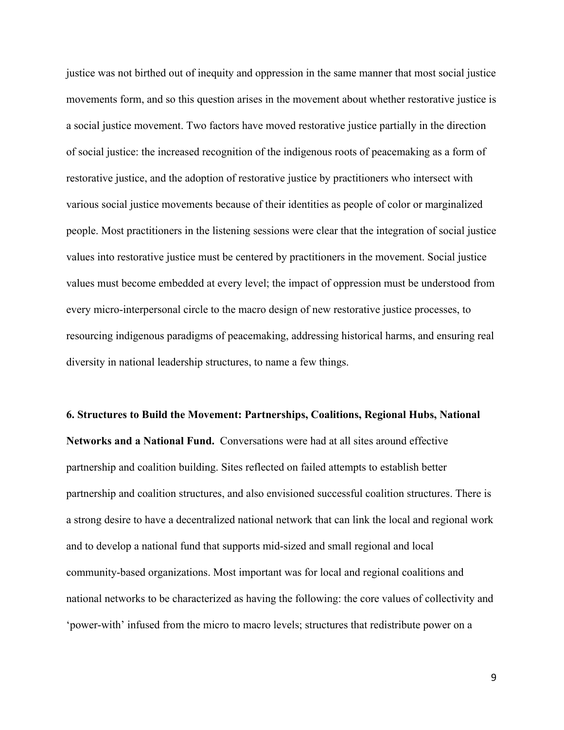justice was not birthed out of inequity and oppression in the same manner that most social justice movements form, and so this question arises in the movement about whether restorative justice is a social justice movement. Two factors have moved restorative justice partially in the direction of social justice: the increased recognition of the indigenous roots of peacemaking as a form of restorative justice, and the adoption of restorative justice by practitioners who intersect with various social justice movements because of their identities as people of color or marginalized people. Most practitioners in the listening sessions were clear that the integration of social justice values into restorative justice must be centered by practitioners in the movement. Social justice values must become embedded at every level; the impact of oppression must be understood from every micro-interpersonal circle to the macro design of new restorative justice processes, to resourcing indigenous paradigms of peacemaking, addressing historical harms, and ensuring real diversity in national leadership structures, to name a few things.

**6. Structures to Build the Movement: Partnerships, Coalitions, Regional Hubs, National Networks and a National Fund.** Conversations were had at all sites around effective partnership and coalition building. Sites reflected on failed attempts to establish better partnership and coalition structures, and also envisioned successful coalition structures. There is a strong desire to have a decentralized national network that can link the local and regional work and to develop a national fund that supports mid-sized and small regional and local community-based organizations. Most important was for local and regional coalitions and national networks to be characterized as having the following: the core values of collectivity and 'power-with' infused from the micro to macro levels; structures that redistribute power on a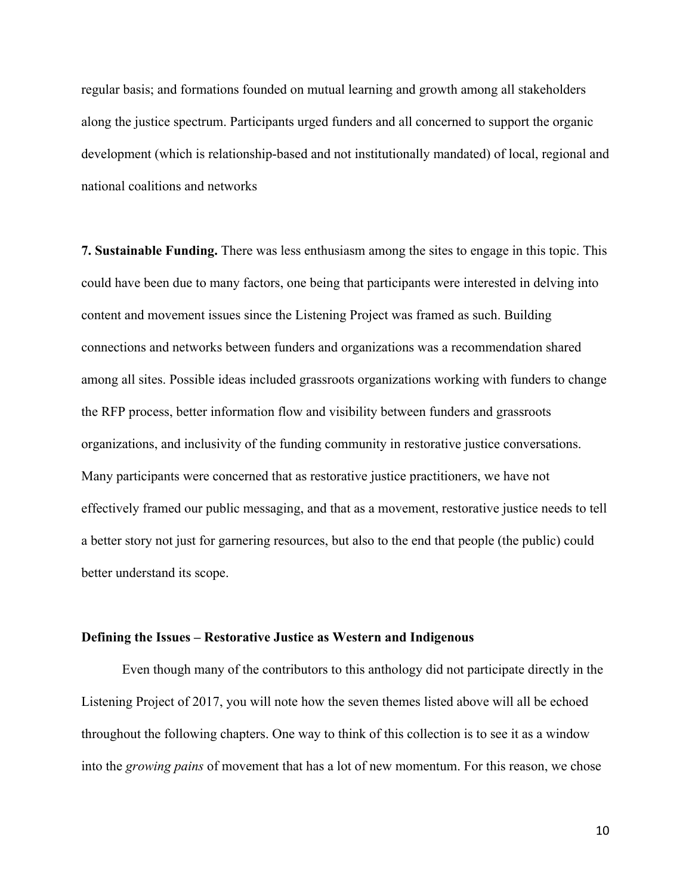regular basis; and formations founded on mutual learning and growth among all stakeholders along the justice spectrum. Participants urged funders and all concerned to support the organic development (which is relationship-based and not institutionally mandated) of local, regional and national coalitions and networks

**7. Sustainable Funding.** There was less enthusiasm among the sites to engage in this topic. This could have been due to many factors, one being that participants were interested in delving into content and movement issues since the Listening Project was framed as such. Building connections and networks between funders and organizations was a recommendation shared among all sites. Possible ideas included grassroots organizations working with funders to change the RFP process, better information flow and visibility between funders and grassroots organizations, and inclusivity of the funding community in restorative justice conversations. Many participants were concerned that as restorative justice practitioners, we have not effectively framed our public messaging, and that as a movement, restorative justice needs to tell a better story not just for garnering resources, but also to the end that people (the public) could better understand its scope.

### Defining the Issues – Restorative Justice as Western and Indigenous

Even though many of the contributors to this anthology did not participate directly in the Listening Project of 2017, you will note how the seven themes listed above will all be echoed throughout the following chapters. One way to think of this collection is to see it as a window into the *growing pains* of movement that has a lot of new momentum. For this reason, we chose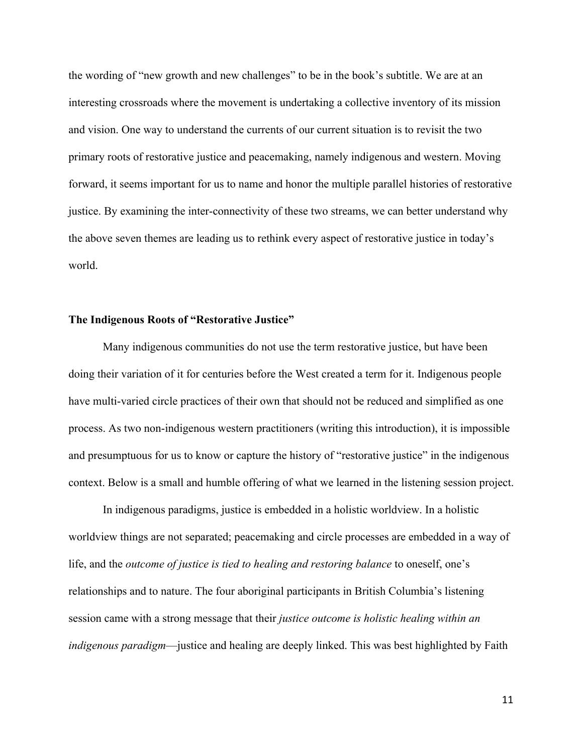the wording of "new growth and new challenges" to be in the book's subtitle. We are at an interesting crossroads where the movement is undertaking a collective inventory of its mission and vision. One way to understand the currents of our current situation is to revisit the two primary roots of restorative justice and peacemaking, namely indigenous and western. Moving forward, it seems important for us to name and honor the multiple parallel histories of restorative justice. By examining the inter-connectivity of these two streams, we can better understand why the above seven themes are leading us to rethink every aspect of restorative justice in today's world.

**The Indigenous Roots of "Restorative Justice"**

Many indigenous communities do not use the term restorative justice, but have been doing their variation of it for centuries before the West created a term for it. Indigenous people have multi-varied circle practices of their own that should not be reduced and simplified as one process. As two non-indigenous western practitioners (writing this introduction), it is impossible and presumptuous for us to know or capture the history of "restorative justice" in the indigenous context. Below is a small and humble offering of what we learned in the listening session project.

In indigenous paradigms, justice is embedded in a holistic worldview. In a holistic worldview things are not separated; peacemaking and circle processes are embedded in a way of life, and the *outcome of justice is tied to healing and restoring balance* to oneself, one's relationships and to nature. The four aboriginal participants in British Columbia's listening session came with a strong message that their *justice outcome is holistic healing within an indigenous paradigm*—justice and healing are deeply linked. This was best highlighted by Faith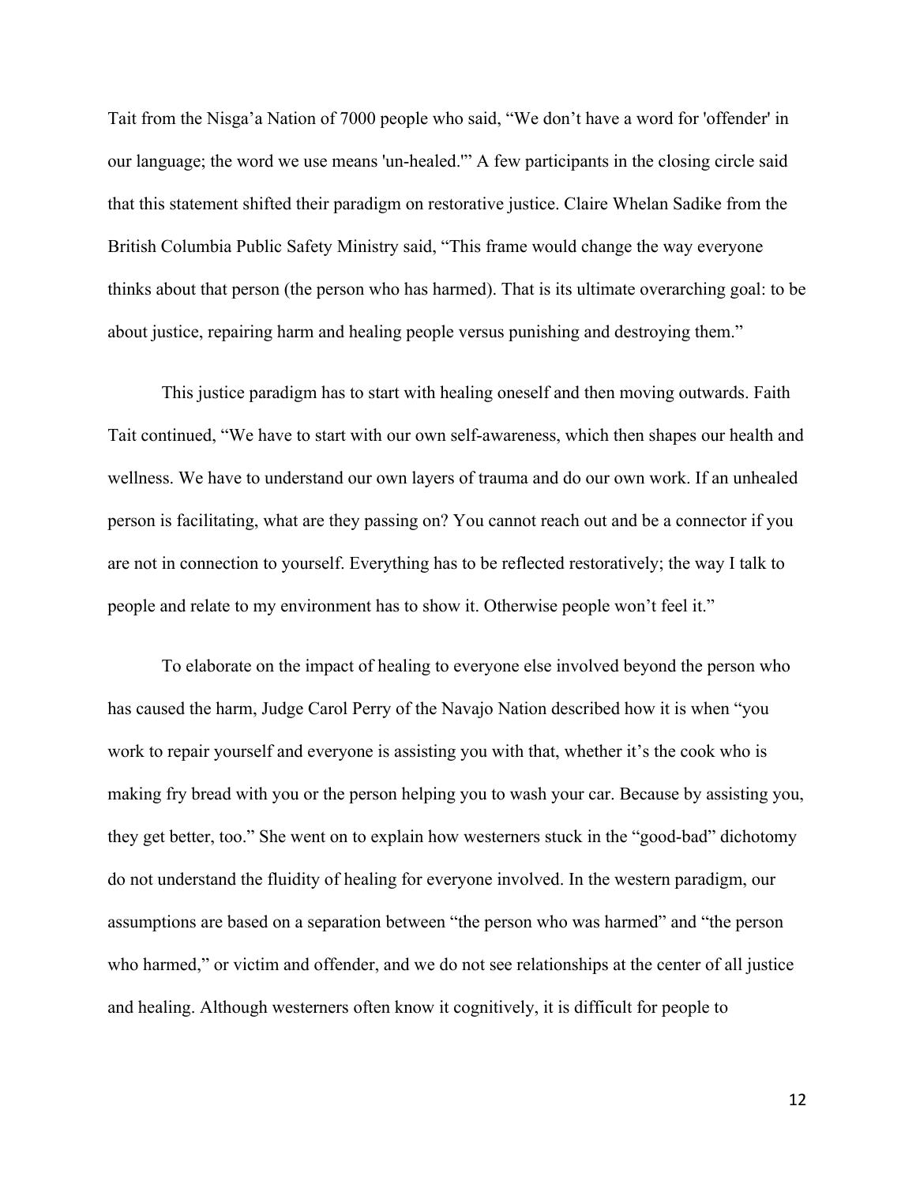Tait from the Nisga'a Nation of 7000 people who said, "We don't have a word for 'offender' in our language; the word we use means 'un-healed.'" A few participants in the closing circle said that this statement shifted their paradigm on restorative justice. Claire Whelan Sadike from the British Columbia Public Safety Ministry said, "This frame would change the way everyone thinks about that person (the person who has harmed). That is its ultimate overarching goal: to be about justice, repairing harm and healing people versus punishing and destroying them."

This justice paradigm has to start with healing oneself and then moving outwards. Faith Tait continued, "We have to start with our own self-awareness, which then shapes our health and wellness. We have to understand our own layers of trauma and do our own work. If an unhealed person is facilitating, what are they passing on? You cannot reach out and be a connector if you are not in connection to yourself. Everything has to be reflected restoratively; the way I talk to people and relate to my environment has to show it. Otherwise people won't feel it."

To elaborate on the impact of healing to everyone else involved beyond the person who has caused the harm, Judge Carol Perry of the Navajo Nation described how it is when "you work to repair yourself and everyone is assisting you with that, whether it's the cook who is making fry bread with you or the person helping you to wash your car. Because by assisting you, they get better, too." She went on to explain how westerners stuck in the "good-bad" dichotomy do not understand the fluidity of healing for everyone involved. In the western paradigm, our assumptions are based on a separation between "the person who was harmed" and "the person who harmed," or victim and offender, and we do not see relationships at the center of all justice and healing. Although westerners often know it cognitively, it is difficult for people to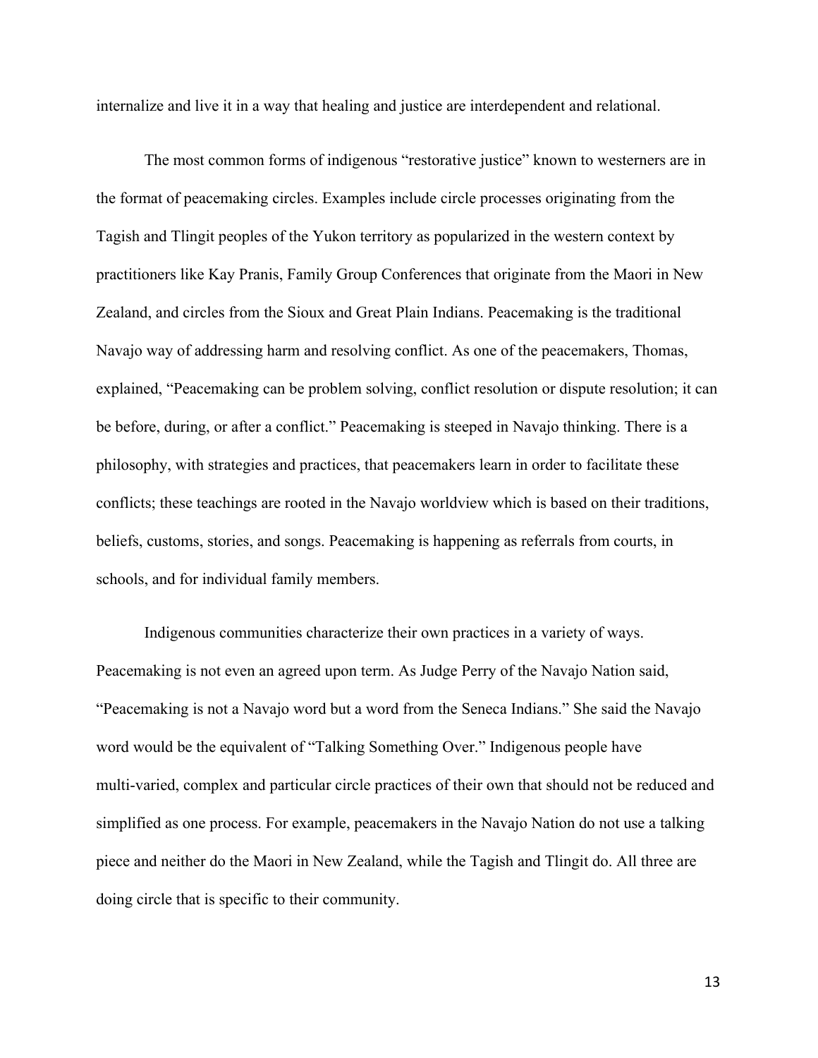internalize and live it in a way that healing and justice are interdependent and relational.

The most common forms of indigenous "restorative justice" known to westerners are in the format of peacemaking circles. Examples include circle processes originating from the Tagish and Tlingit peoples of the Yukon territory as popularized in the western context by practitioners like Kay Pranis, Family Group Conferences that originate from the Maori in New Zealand, and circles from the Sioux and Great Plain Indians. Peacemaking is the traditional Navajo way of addressing harm and resolving conflict. As one of the peacemakers, Thomas, explained, "Peacemaking can be problem solving, conflict resolution or dispute resolution; it can be before, during, or after a conflict." Peacemaking is steeped in Navajo thinking. There is a philosophy, with strategies and practices, that peacemakers learn in order to facilitate these conflicts; these teachings are rooted in the Navajo worldview which is based on their traditions, beliefs, customs, stories, and songs. Peacemaking is happening as referrals from courts, in schools, and for individual family members.

Indigenous communities characterize their own practices in a variety of ways. Peacemaking is not even an agreed upon term. As Judge Perry of the Navajo Nation said, "Peacemaking is not a Navajo word but a word from the Seneca Indians." She said the Navajo word would be the equivalent of "Talking Something Over." Indigenous people have multi-varied, complex and particular circle practices of their own that should not be reduced and simplified as one process. For example, peacemakers in the Navajo Nation do not use a talking piece and neither do the Maori in New Zealand, while the Tagish and Tlingit do. All three are doing circle that is specific to their community.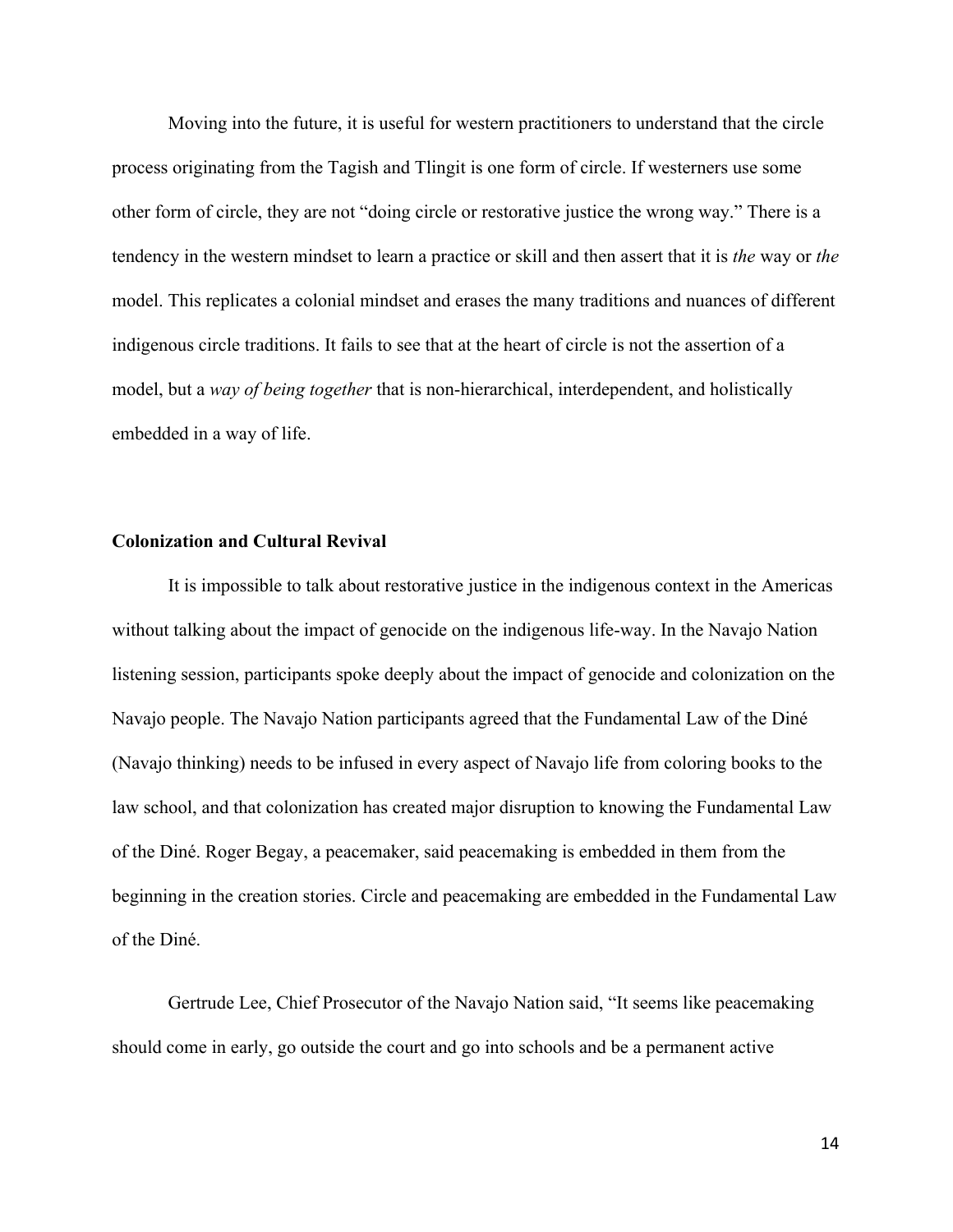Moving into the future, it is useful for western practitioners to understand that the circle process originating from the Tagish and Tlingit is one form of circle. If westerners use some other form of circle, they are not "doing circle or restorative justice the wrong way." There is a tendency in the western mindset to learn a practice or skill and then assert that it is *the* way or *the* model. This replicates a colonial mindset and erases the many traditions and nuances of different indigenous circle traditions. It fails to see that at the heart of circle is not the assertion of a model, but a *way of being together* that is non-hierarchical, interdependent, and holistically embedded in a way of life.

### Colonization and Cultural Revival

It is impossible to talk about restorative justice in the indigenous context in the Americas without talking about the impact of genocide on the indigenous life-way. In the Navajo Nation listening session, participants spoke deeply about the impact of genocide and colonization on the Navajo people. The Navajo Nation participants agreed that the Fundamental Law of the Diné (Navajo thinking) needs to be infused in every aspect of Navajo life from coloring books to the law school, and that colonization has created major disruption to knowing the Fundamental Law of the Diné. Roger Begay, a peacemaker, said peacemaking is embedded in them from the beginning in the creation stories. Circle and peacemaking are embedded in the Fundamental Law of the Diné.

Gertrude Lee, Chief Prosecutor of the Navajo Nation said, "It seems like peacemaking should come in early, go outside the court and go into schools and be a permanent active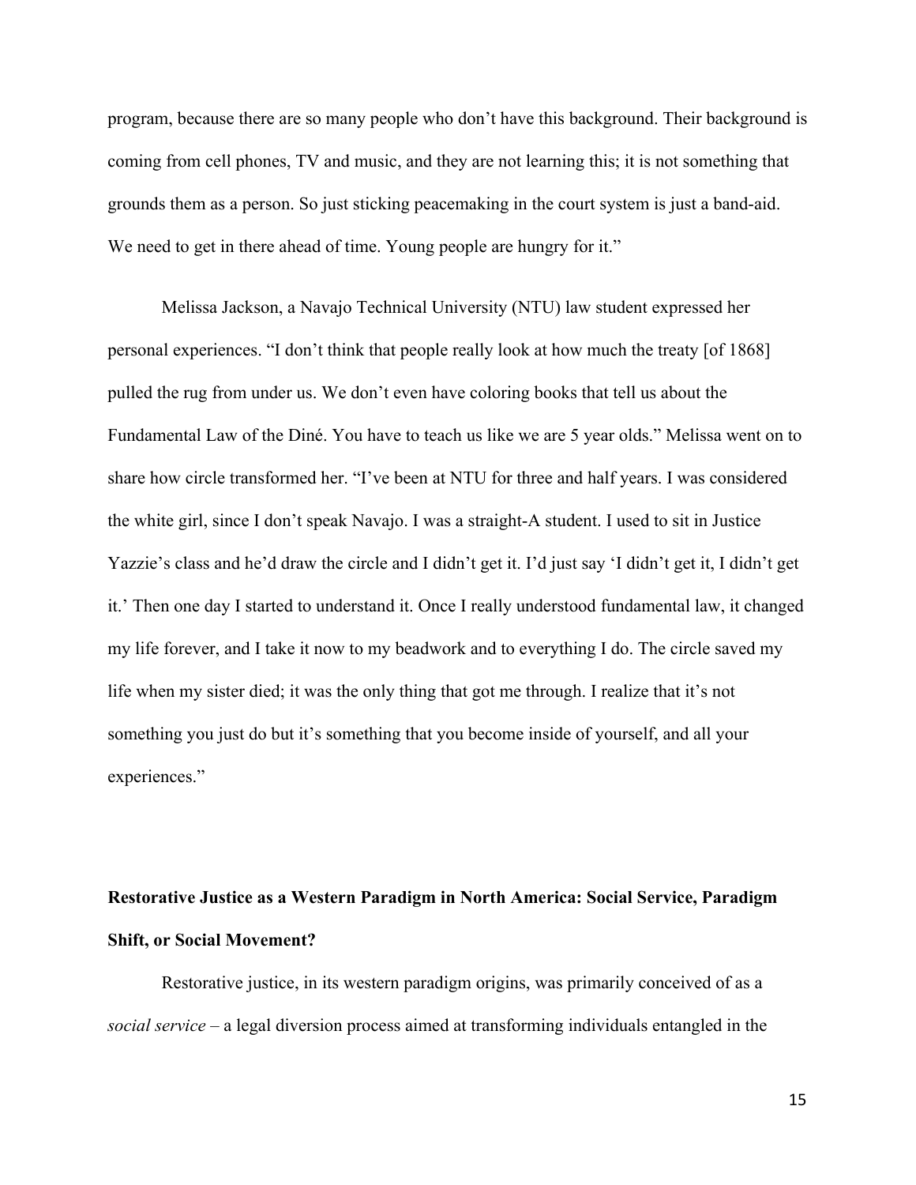program, because there are so many people who don't have this background. Their background is coming from cell phones, TV and music, and they are not learning this; it is not something that grounds them as a person. So just sticking peacemaking in the court system is just a band-aid. We need to get in there ahead of time. Young people are hungry for it."

Melissa Jackson, a Navajo Technical University (NTU) law student expressed her personal experiences. "I don't think that people really look at how much the treaty [of 1868] pulled the rug from under us. We don't even have coloring books that tell us about the Fundamental Law of the Diné. You have to teach us like we are 5 year olds." Melissa went on to share how circle transformed her. "I've been at NTU for three and half years. I was considered the white girl, since I don't speak Navajo. I was a straight-A student. I used to sit in Justice Yazzie's class and he'd draw the circle and I didn't get it. I'd just say 'I didn't get it, I didn't get it.' Then one day I started to understand it. Once I really understood fundamental law, it changed my life forever, and I take it now to my beadwork and to everything I do. The circle saved my life when my sister died; it was the only thing that got me through. I realize that it's not something you just do but it's something that you become inside of yourself, and all your experiences."

**Restorative Justice as a Western Paradigm in North America: Social Service, Paradigm Shift, or Social Movement?**

Restorative justice, in its western paradigm origins, was primarily conceived of as a *social service* – a legal diversion process aimed at transforming individuals entangled in the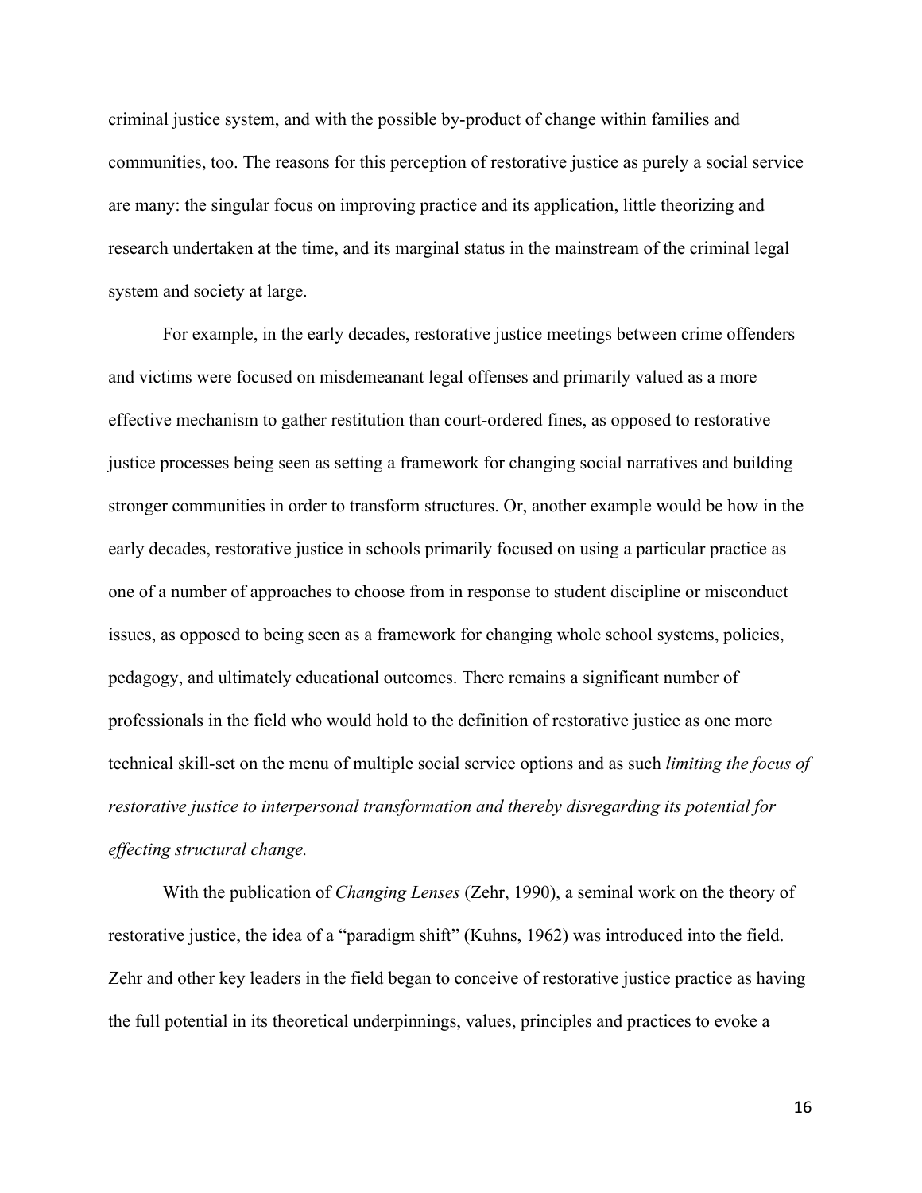criminal justice system, and with the possible by-product of change within families and communities, too. The reasons for this perception of restorative justice as purely a social service are many: the singular focus on improving practice and its application, little theorizing and research undertaken at the time, and its marginal status in the mainstream of the criminal legal system and society at large.

For example, in the early decades, restorative justice meetings between crime offenders and victims were focused on misdemeanant legal offenses and primarily valued as a more effective mechanism to gather restitution than court-ordered fines, as opposed to restorative justice processes being seen as setting a framework for changing social narratives and building stronger communities in order to transform structures. Or, another example would be how in the early decades, restorative justice in schools primarily focused on using a particular practice as one of a number of approaches to choose from in response to student discipline or misconduct issues, as opposed to being seen as a framework for changing whole school systems, policies, pedagogy, and ultimately educational outcomes. There remains a significant number of professionals in the field who would hold to the definition of restorative justice as one more technical skill-set on the menu of multiple social service options and as such *limiting the focus of restorative justice to interpersonal transformation and thereby disregarding its potential for effecting structural change.*

With the publication of *Changing Lenses* (Zehr, 1990), a seminal work on the theory of restorative justice, the idea of a "paradigm shift" (Kuhns, 1962) was introduced into the field. Zehr and other key leaders in the field began to conceive of restorative justice practice as having the full potential in its theoretical underpinnings, values, principles and practices to evoke a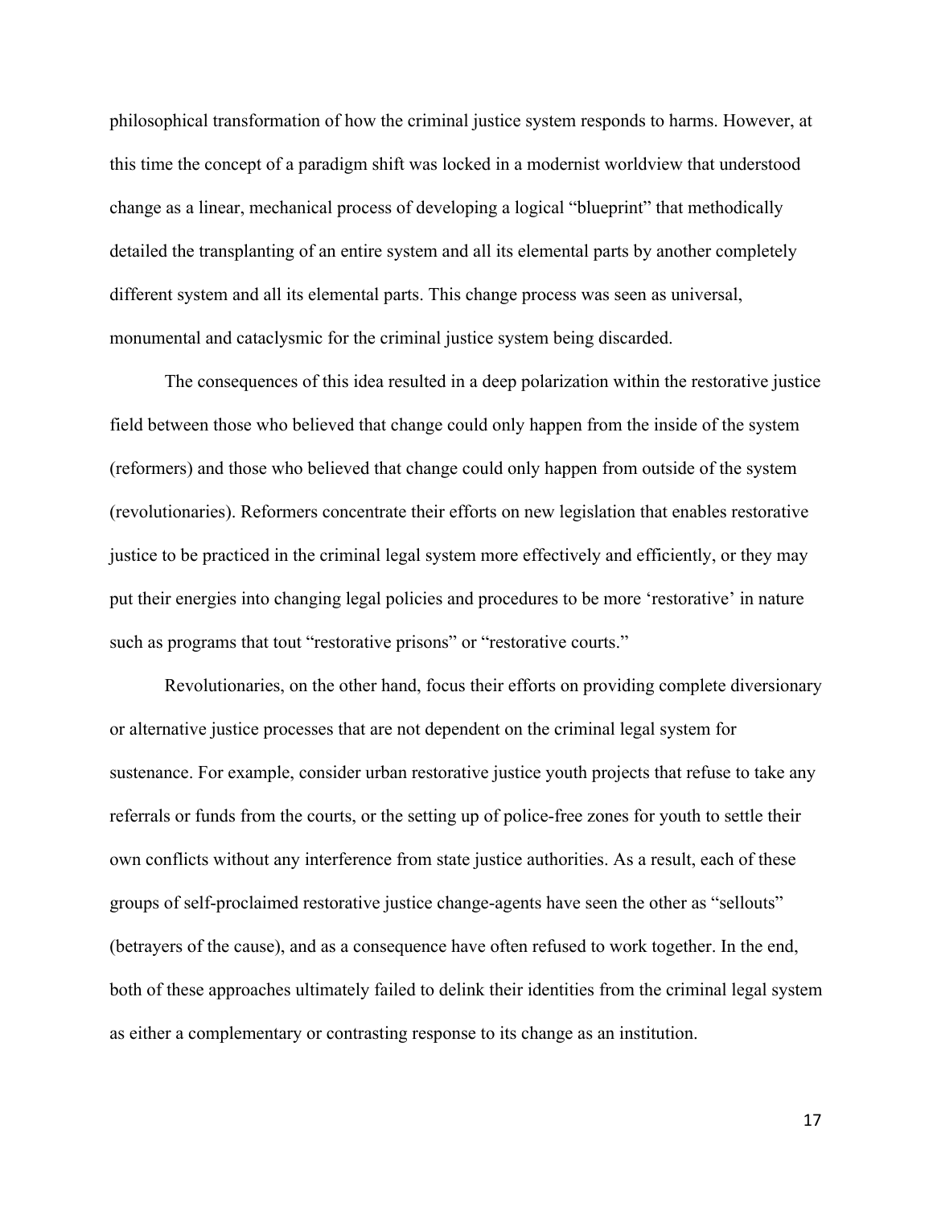philosophical transformation of how the criminal justice system responds to harms. However, at this time the concept of a paradigm shift was locked in a modernist worldview that understood change as a linear, mechanical process of developing a logical "blueprint" that methodically detailed the transplanting of an entire system and all its elemental parts by another completely different system and all its elemental parts. This change process was seen as universal, monumental and cataclysmic for the criminal justice system being discarded.

The consequences of this idea resulted in a deep polarization within the restorative justice field between those who believed that change could only happen from the inside of the system (reformers) and those who believed that change could only happen from outside of the system (revolutionaries). Reformers concentrate their efforts on new legislation that enables restorative justice to be practiced in the criminal legal system more effectively and efficiently, or they may put their energies into changing legal policies and procedures to be more 'restorative' in nature such as programs that tout "restorative prisons" or "restorative courts."

Revolutionaries, on the other hand, focus their efforts on providing complete diversionary or alternative justice processes that are not dependent on the criminal legal system for sustenance. For example, consider urban restorative justice youth projects that refuse to take any referrals or funds from the courts, or the setting up of police-free zones for youth to settle their own conflicts without any interference from state justice authorities. As a result, each of these groups of self-proclaimed restorative justice change-agents have seen the other as "sellouts" (betrayers of the cause), and as a consequence have often refused to work together. In the end, both of these approaches ultimately failed to delink their identities from the criminal legal system as either a complementary or contrasting response to its change as an institution.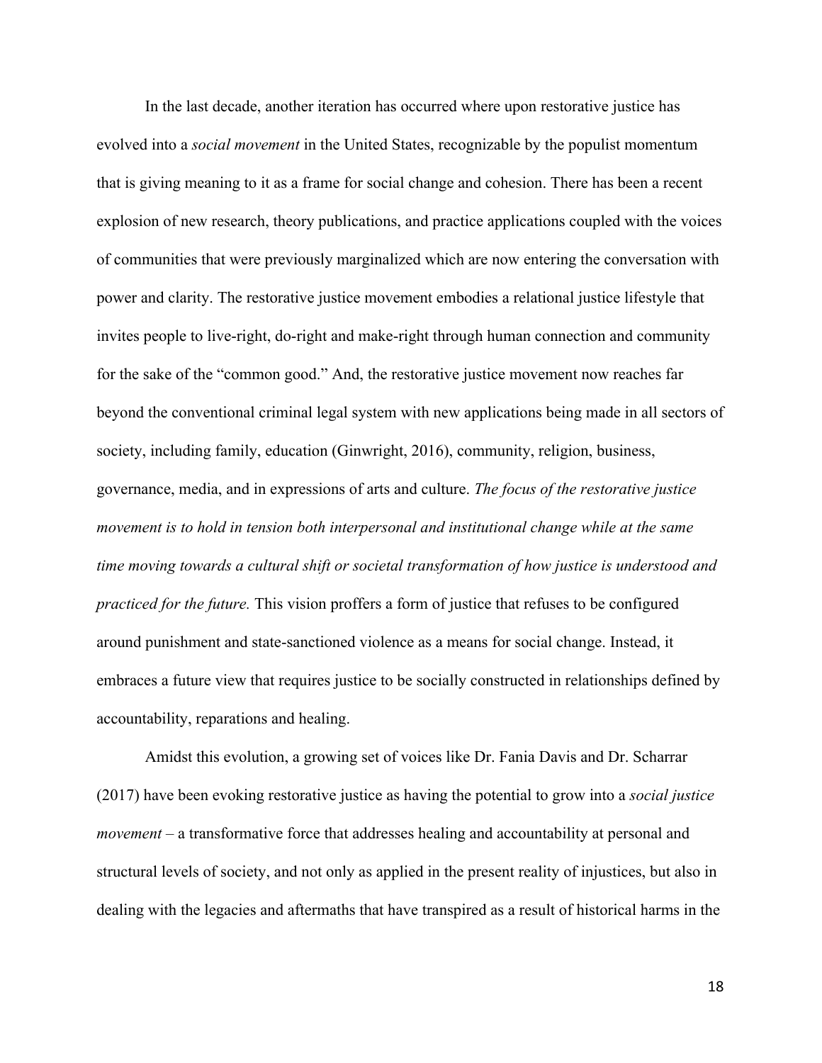In the last decade, another iteration has occurred where upon restorative justice has evolved into a *social movement* in the United States, recognizable by the populist momentum that is giving meaning to it as a frame for social change and cohesion. There has been a recent explosion of new research, theory publications, and practice applications coupled with the voices of communities that were previously marginalized which are now entering the conversation with power and clarity. The restorative justice movement embodies a relational justice lifestyle that invites people to live-right, do-right and make-right through human connection and community for the sake of the "common good." And, the restorative justice movement now reaches far beyond the conventional criminal legal system with new applications being made in all sectors of society, including family, education (Ginwright, 2016), community, religion, business, governance, media, and in expressions of arts and culture. *The focus of the restorative justice movement is to hold in tension both interpersonal and institutional change while at the same time moving towards a cultural shift or societal transformation of how justice is understood and practiced for the future.* This vision proffers a form of justice that refuses to be configured around punishment and state-sanctioned violence as a means for social change. Instead, it embraces a future view that requires justice to be socially constructed in relationships defined by accountability, reparations and healing.

Amidst this evolution, a growing set of voices like Dr. Fania Davis and Dr. Scharrar (2017) have been evoking restorative justice as having the potential to grow into a *social justice movement* – a transformative force that addresses healing and accountability at personal and structural levels of society, and not only as applied in the present reality of injustices, but also in dealing with the legacies and aftermaths that have transpired as a result of historical harms in the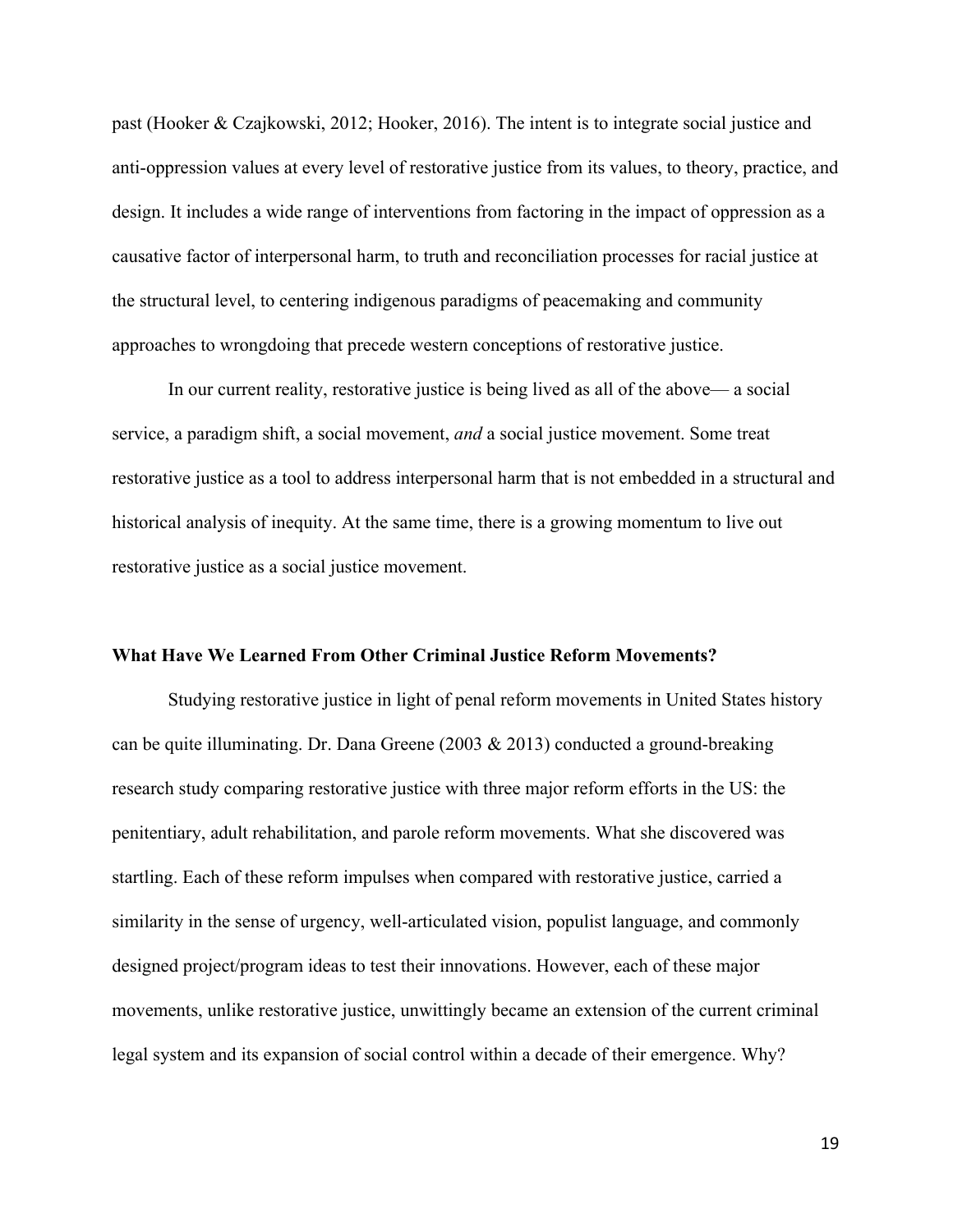past (Hooker & Czajkowski, 2012; Hooker, 2016). The intent is to integrate social justice and anti-oppression values at every level of restorative justice from its values, to theory, practice, and design. It includes a wide range of interventions from factoring in the impact of oppression as a causative factor of interpersonal harm, to truth and reconciliation processes for racial justice at the structural level, to centering indigenous paradigms of peacemaking and community approaches to wrongdoing that precede western conceptions of restorative justice.

In our current reality, restorative justice is being lived as all of the above— a social service, a paradigm shift, a social movement, *and* a social justice movement. Some treat restorative justice as a tool to address interpersonal harm that is not embedded in a structural and historical analysis of inequity. At the same time, there is a growing momentum to live out restorative justice as a social justice movement.

**What Have We Learned From Other Criminal Justice Reform Movements?**

Studying restorative justice in light of penal reform movements in United States history can be quite illuminating. Dr. Dana Greene (2003 & 2013) conducted a ground-breaking research study comparing restorative justice with three major reform efforts in the US: the penitentiary, adult rehabilitation, and parole reform movements. What she discovered was startling. Each of these reform impulses when compared with restorative justice, carried a similarity in the sense of urgency, well-articulated vision, populist language, and commonly designed project/program ideas to test their innovations. However, each of these major movements, unlike restorative justice, unwittingly became an extension of the current criminal legal system and its expansion of social control within a decade of their emergence. Why?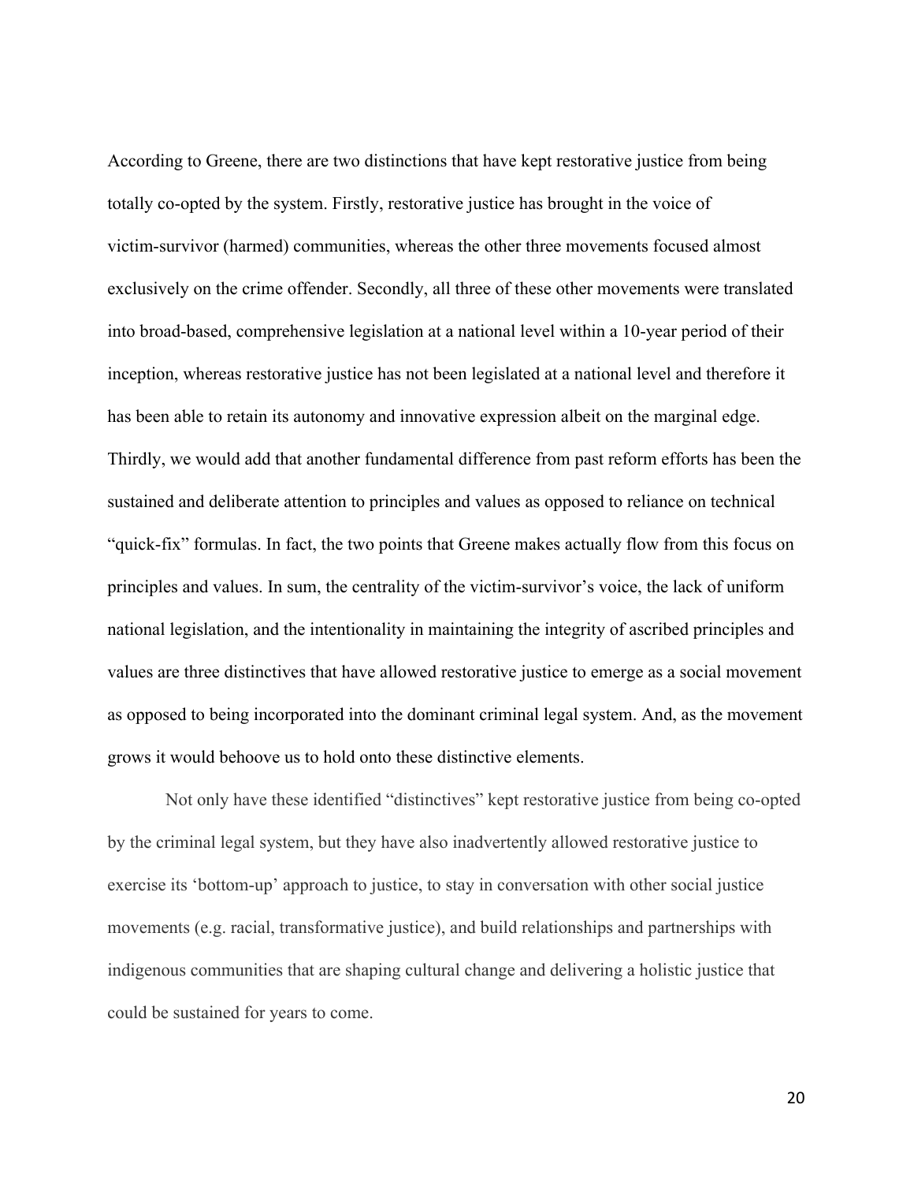According to Greene, there are two distinctions that have kept restorative justice from being totally co-opted by the system. Firstly, restorative justice has brought in the voice of victim-survivor (harmed) communities, whereas the other three movements focused almost exclusively on the crime offender. Secondly, all three of these other movements were translated into broad-based, comprehensive legislation at a national level within a 10-year period of their inception, whereas restorative justice has not been legislated at a national level and therefore it has been able to retain its autonomy and innovative expression albeit on the marginal edge. Thirdly, we would add that another fundamental difference from past reform efforts has been the sustained and deliberate attention to principles and values as opposed to reliance on technical "quick-fix" formulas. In fact, the two points that Greene makes actually flow from this focus on principles and values. In sum, the centrality of the victim-survivor's voice, the lack of uniform national legislation, and the intentionality in maintaining the integrity of ascribed principles and values are three distinctives that have allowed restorative justice to emerge as a social movement as opposed to being incorporated into the dominant criminal legal system. And, as the movement grows it would behoove us to hold onto these distinctive elements.

Not only have these identified "distinctives" kept restorative justice from being co-opted by the criminal legal system, but they have also inadvertently allowed restorative justice to exercise its 'bottom-up' approach to justice, to stay in conversation with other social justice movements (e.g. racial, transformative justice), and build relationships and partnerships with indigenous communities that are shaping cultural change and delivering a holistic justice that could be sustained for years to come.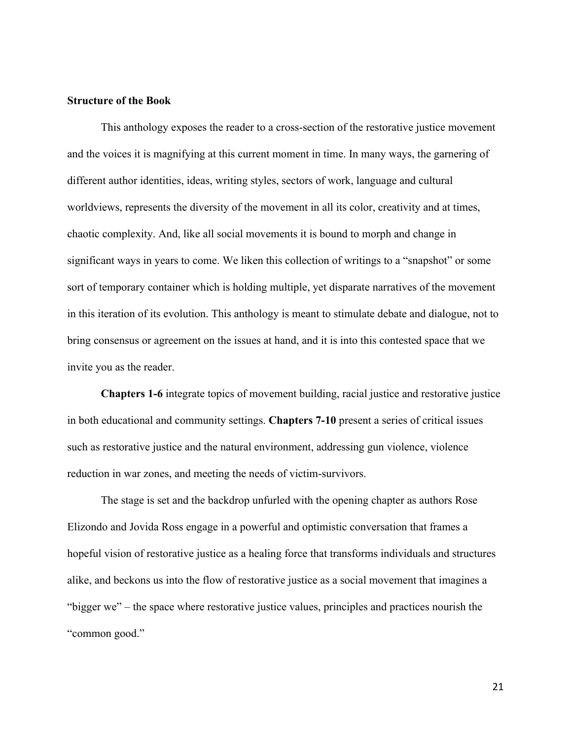**Structure of the Book**

This anthology exposes the reader to a cross-section of the restorative justice movement and the voices it is magnifying at this current moment in time. In many ways, the garnering of different author identities, ideas, writing styles, sectors of work, language and cultural worldviews, represents the diversity of the movement in all its color, creativity and at times, chaotic complexity. And, like all social movements it is bound to morph and change in significant ways in years to come. We liken this collection of writings to a "snapshot" or some sort of temporary container which is holding multiple, yet disparate narratives of the movement in this iteration of its evolution. This anthology is meant to stimulate debate and dialogue, not to bring consensus or agreement on the issues at hand, and it is into this contested space that we invite you as the reader.

**Chapters 1-6** integrate topics of movement building, racial justice and restorative justice in both educational and community settings. **Chapters 7-10** present a series of critical issues such as restorative justice and the natural environment, addressing gun violence, violence reduction in war zones, and meeting the needs of victim-survivors.

The stage is set and the backdrop unfurled with the opening chapter as authors Rose Elizondo and Jovida Ross engage in a powerful and optimistic conversation that frames a hopeful vision of restorative justice as a healing force that transforms individuals and structures alike, and beckons us into the flow of restorative justice as a social movement that imagines a "bigger we" – the space where restorative justice values, principles and practices nourish the "common good."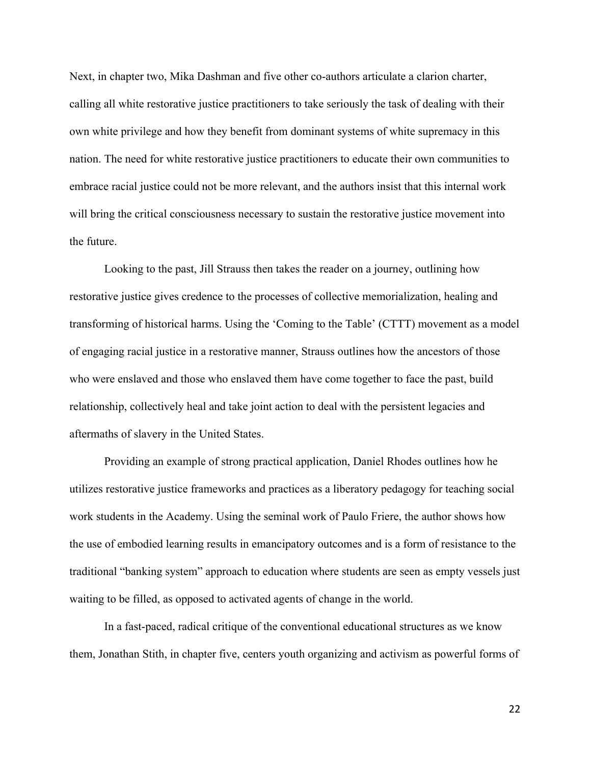Next, in chapter two, Mika Dashman and five other co-authors articulate a clarion charter, calling all white restorative justice practitioners to take seriously the task of dealing with their own white privilege and how they benefit from dominant systems of white supremacy in this nation. The need for white restorative justice practitioners to educate their own communities to embrace racial justice could not be more relevant, and the authors insist that this internal work will bring the critical consciousness necessary to sustain the restorative justice movement into the future.

Looking to the past, Jill Strauss then takes the reader on a journey, outlining how restorative justice gives credence to the processes of collective memorialization, healing and transforming of historical harms. Using the 'Coming to the Table' (CTTT) movement as a model of engaging racial justice in a restorative manner, Strauss outlines how the ancestors of those who were enslaved and those who enslaved them have come together to face the past, build relationship, collectively heal and take joint action to deal with the persistent legacies and aftermaths of slavery in the United States.

Providing an example of strong practical application, Daniel Rhodes outlines how he utilizes restorative justice frameworks and practices as a liberatory pedagogy for teaching social work students in the Academy. Using the seminal work of Paulo Friere, the author shows how the use of embodied learning results in emancipatory outcomes and is a form of resistance to the traditional "banking system" approach to education where students are seen as empty vessels just waiting to be filled, as opposed to activated agents of change in the world.

In a fast-paced, radical critique of the conventional educational structures as we know them, Jonathan Stith, in chapter five, centers youth organizing and activism as powerful forms of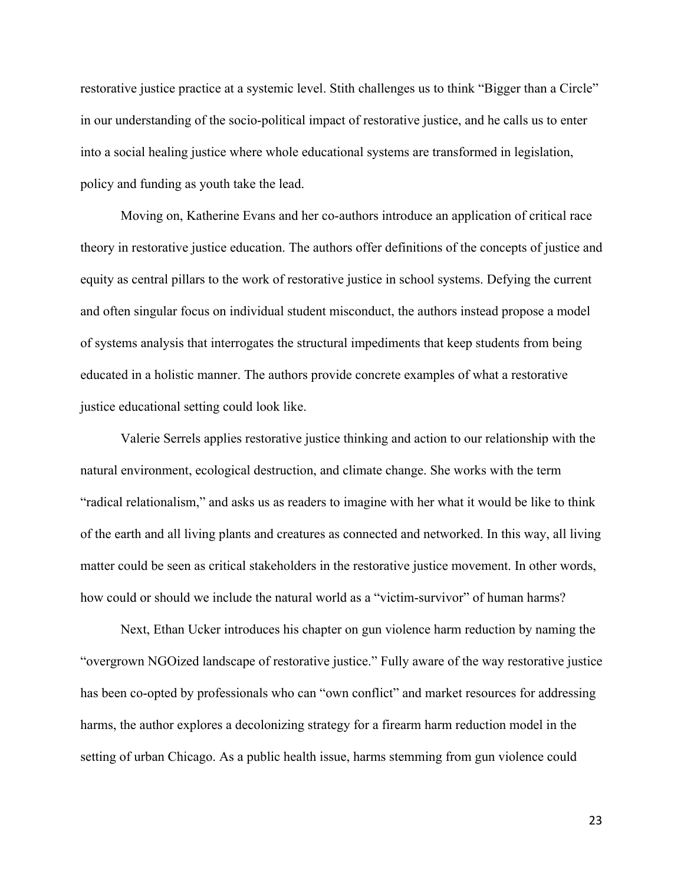restorative justice practice at a systemic level. Stith challenges us to think "Bigger than a Circle" in our understanding of the socio-political impact of restorative justice, and he calls us to enter into a social healing justice where whole educational systems are transformed in legislation, policy and funding as youth take the lead.

Moving on, Katherine Evans and her co-authors introduce an application of critical race theory in restorative justice education. The authors offer definitions of the concepts of justice and equity as central pillars to the work of restorative justice in school systems. Defying the current and often singular focus on individual student misconduct, the authors instead propose a model of systems analysis that interrogates the structural impediments that keep students from being educated in a holistic manner. The authors provide concrete examples of what a restorative justice educational setting could look like.

Valerie Serrels applies restorative justice thinking and action to our relationship with the natural environment, ecological destruction, and climate change. She works with the term "radical relationalism," and asks us as readers to imagine with her what it would be like to think of the earth and all living plants and creatures as connected and networked. In this way, all living matter could be seen as critical stakeholders in the restorative justice movement. In other words, how could or should we include the natural world as a "victim-survivor" of human harms?

Next, Ethan Ucker introduces his chapter on gun violence harm reduction by naming the "overgrown NGOized landscape of restorative justice." Fully aware of the way restorative justice has been co-opted by professionals who can "own conflict" and market resources for addressing harms, the author explores a decolonizing strategy for a firearm harm reduction model in the setting of urban Chicago. As a public health issue, harms stemming from gun violence could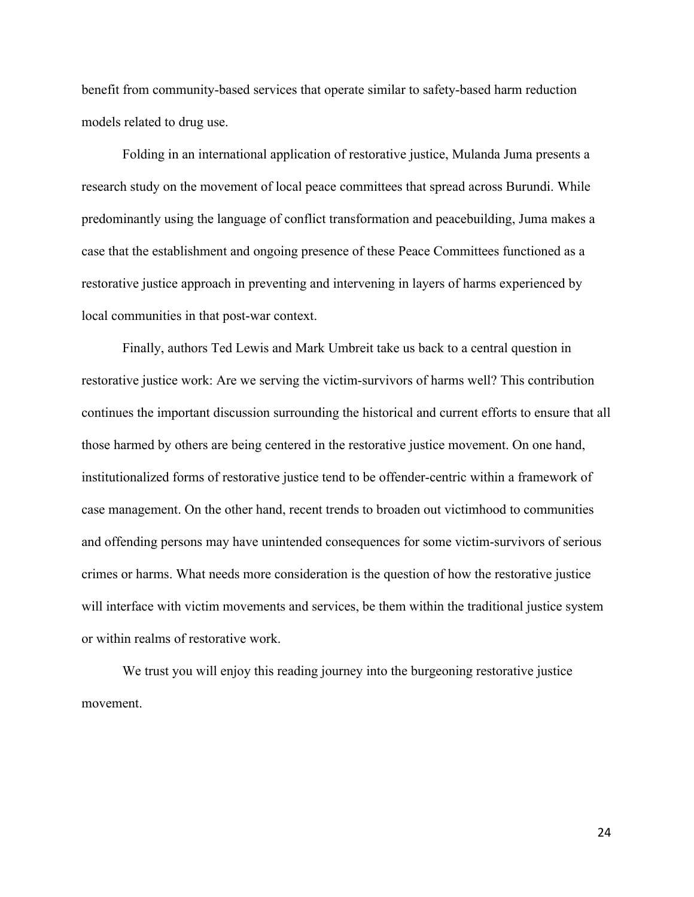benefit from community-based services that operate similar to safety-based harm reduction models related to drug use.

Folding in an international application of restorative justice, Mulanda Juma presents a research study on the movement of local peace committees that spread across Burundi. While predominantly using the language of conflict transformation and peacebuilding, Juma makes a case that the establishment and ongoing presence of these Peace Committees functioned as a restorative justice approach in preventing and intervening in layers of harms experienced by local communities in that post-war context.

Finally, authors Ted Lewis and Mark Umbreit take us back to a central question in restorative justice work: Are we serving the victim-survivors of harms well? This contribution continues the important discussion surrounding the historical and current efforts to ensure that all those harmed by others are being centered in the restorative justice movement. On one hand, institutionalized forms of restorative justice tend to be offender-centric within a framework of case management. On the other hand, recent trends to broaden out victimhood to communities and offending persons may have unintended consequences for some victim-survivors of serious crimes or harms. What needs more consideration is the question of how the restorative justice will interface with victim movements and services, be them within the traditional justice system or within realms of restorative work.

We trust you will enjoy this reading journey into the burgeoning restorative justice movement.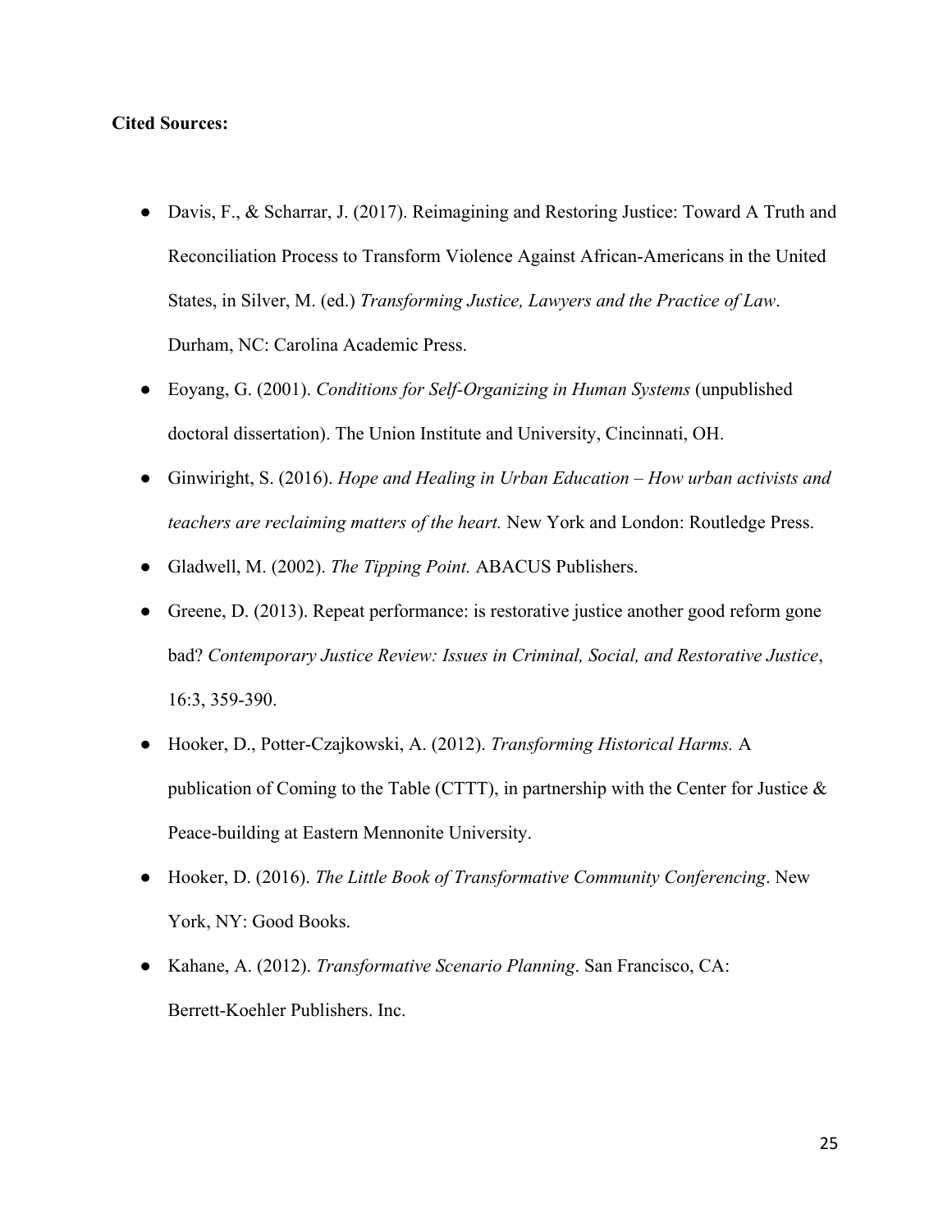**Cited Sources:**

- Davis, F., & Scharrar, J. (2017). Reimagining and Restoring Justice: Toward A Truth and Reconciliation Process to Transform Violence Against African-Americans in the United States, in Silver, M. (ed.) *Transforming Justice, Lawyers and the Practice of Law*. Durham, NC: Carolina Academic Press.
- Eoyang, G. (2001). *Conditions for Self-Organizing in Human Systems* (unpublished doctoral dissertation). The Union Institute and University, Cincinnati, OH.
- Ginwiright, S. (2016). *Hope and Healing in Urban Education – How urban activists and teachers are reclaiming matters of the heart.* New York and London: Routledge Press.
- Gladwell, M. (2002). *The Tipping Point.* ABACUS Publishers.
- Greene, D. (2013). Repeat performance: is restorative justice another good reform gone bad? *Contemporary Justice Review: Issues in Criminal, Social, and Restorative Justice*, 16:3, 359-390.
- Hooker, D., Potter-Czajkowski, A. (2012). *Transforming Historical Harms.* A publication of Coming to the Table (CTTT), in partnership with the Center for Justice & Peace-building at Eastern Mennonite University.
- Hooker, D. (2016). *The Little Book of Transformative Community Conferencing*. New York, NY: Good Books.
- Kahane, A. (2012). *Transformative Scenario Planning*. San Francisco, CA: Berrett-Koehler Publishers. Inc.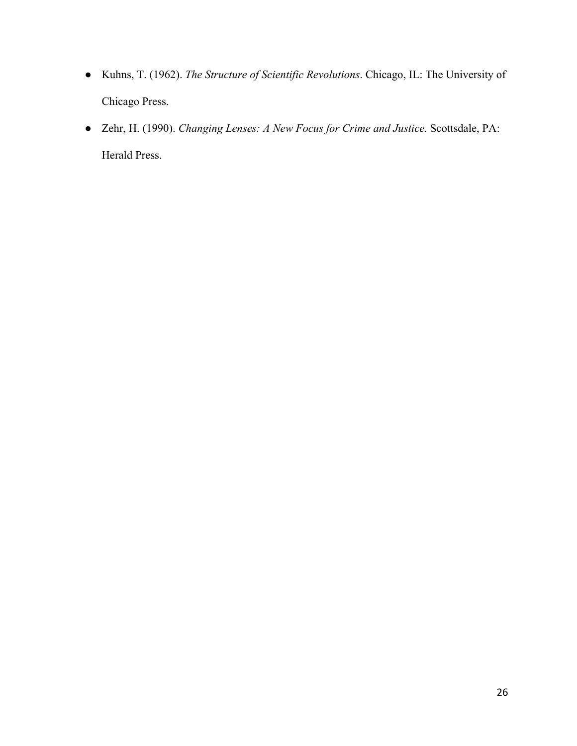- Kuhns, T. (1962). *The Structure of Scientific Revolutions*. Chicago, IL: The University of Chicago Press.
- Zehr, H. (1990). *Changing Lenses: A New Focus for Crime and Justice.* Scottsdale, PA: Herald Press.